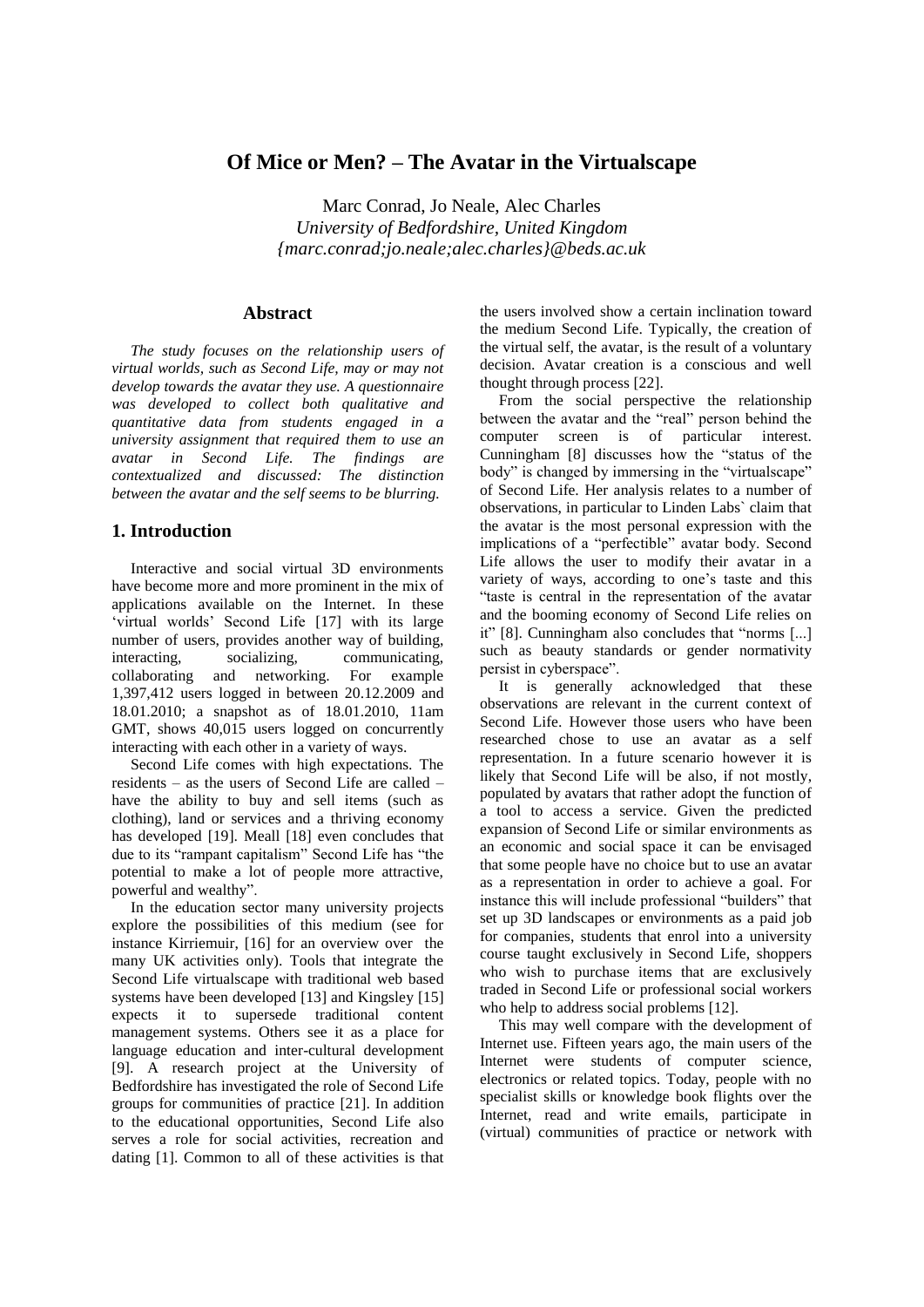# Of Mice or Men? – The Avatar in the Virtualscape

Marc Conrad, Jo Neale, Alec Charles
*University of Bedfordshire, United Kingdom*
*{marc.conrad;jo.neale;alec.charles}@beds.ac.uk*

## Abstract

*The study focuses on the relationship users of virtual worlds, such as Second Life, may or may not develop towards the avatar they use. A questionnaire was developed to collect both qualitative and quantitative data from students engaged in a university assignment that required them to use an avatar in Second Life. The findings are contextualized and discussed: The distinction between the avatar and the self seems to be blurring.*

## 1. Introduction

Interactive and social virtual 3D environments have become more and more prominent in the mix of applications available on the Internet. In these 'virtual worlds' Second Life [17] with its large number of users, provides another way of building, interacting, socializing, communicating, collaborating and networking. For example 1,397,412 users logged in between 20.12.2009 and 18.01.2010; a snapshot as of 18.01.2010, 11am GMT, shows 40,015 users logged on concurrently interacting with each other in a variety of ways.

Second Life comes with high expectations. The residents – as the users of Second Life are called – have the ability to buy and sell items (such as clothing), land or services and a thriving economy has developed [19]. Meall [18] even concludes that due to its "rampant capitalism" Second Life has "the potential to make a lot of people more attractive, powerful and wealthy".

In the education sector many university projects explore the possibilities of this medium (see for instance Kirriemuir, [16] for an overview over the many UK activities only). Tools that integrate the Second Life virtualscape with traditional web based systems have been developed [13] and Kingsley [15] expects it to supersede traditional content management systems. Others see it as a place for language education and inter-cultural development [9]. A research project at the University of Bedfordshire has investigated the role of Second Life groups for communities of practice [21]. In addition to the educational opportunities, Second Life also serves a role for social activities, recreation and dating [1]. Common to all of these activities is that the users involved show a certain inclination toward the medium Second Life. Typically, the creation of the virtual self, the avatar, is the result of a voluntary decision. Avatar creation is a conscious and well thought through process [22].

From the social perspective the relationship between the avatar and the "real" person behind the computer screen is of particular interest. Cunningham [8] discusses how the "status of the body" is changed by immersing in the "virtualscape" of Second Life. Her analysis relates to a number of observations, in particular to Linden Labs` claim that the avatar is the most personal expression with the implications of a "perfectible" avatar body. Second Life allows the user to modify their avatar in a variety of ways, according to one's taste and this "taste is central in the representation of the avatar and the booming economy of Second Life relies on it" [8]. Cunningham also concludes that "norms [...] such as beauty standards or gender normativity persist in cyberspace".

It is generally acknowledged that these observations are relevant in the current context of Second Life. However those users who have been researched chose to use an avatar as a self representation. In a future scenario however it is likely that Second Life will be also, if not mostly, populated by avatars that rather adopt the function of a tool to access a service. Given the predicted expansion of Second Life or similar environments as an economic and social space it can be envisaged that some people have no choice but to use an avatar as a representation in order to achieve a goal. For instance this will include professional "builders" that set up 3D landscapes or environments as a paid job for companies, students that enrol into a university course taught exclusively in Second Life, shoppers who wish to purchase items that are exclusively traded in Second Life or professional social workers who help to address social problems [12].

This may well compare with the development of Internet use. Fifteen years ago, the main users of the Internet were students of computer science, electronics or related topics. Today, people with no specialist skills or knowledge book flights over the Internet, read and write emails, participate in (virtual) communities of practice or network with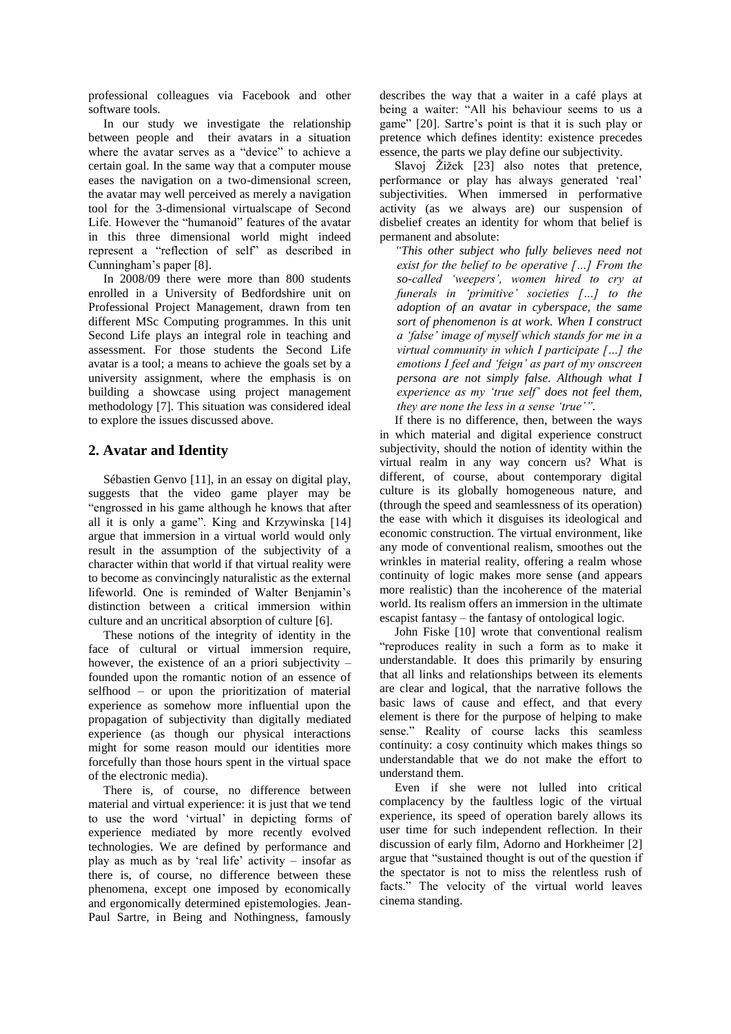professional colleagues via Facebook and other software tools.

In our study we investigate the relationship between people and their avatars in a situation where the avatar serves as a "device" to achieve a certain goal. In the same way that a computer mouse eases the navigation on a two-dimensional screen, the avatar may well perceived as merely a navigation tool for the 3-dimensional virtualscape of Second Life. However the "humanoid" features of the avatar in this three dimensional world might indeed represent a "reflection of self" as described in Cunningham's paper [8].

In 2008/09 there were more than 800 students enrolled in a University of Bedfordshire unit on Professional Project Management, drawn from ten different MSc Computing programmes. In this unit Second Life plays an integral role in teaching and assessment. For those students the Second Life avatar is a tool; a means to achieve the goals set by a university assignment, where the emphasis is on building a showcase using project management methodology [7]. This situation was considered ideal to explore the issues discussed above.

## 2. Avatar and Identity

Sébastien Genvo [11], in an essay on digital play, suggests that the video game player may be "engrossed in his game although he knows that after all it is only a game". King and Krzywinska [14] argue that immersion in a virtual world would only result in the assumption of the subjectivity of a character within that world if that virtual reality were to become as convincingly naturalistic as the external lifeworld. One is reminded of Walter Benjamin's distinction between a critical immersion within culture and an uncritical absorption of culture [6].

These notions of the integrity of identity in the face of cultural or virtual immersion require, however, the existence of an a priori subjectivity – founded upon the romantic notion of an essence of selfhood – or upon the prioritization of material experience as somehow more influential upon the propagation of subjectivity than digitally mediated experience (as though our physical interactions might for some reason mould our identities more forcefully than those hours spent in the virtual space of the electronic media).

There is, of course, no difference between material and virtual experience: it is just that we tend to use the word 'virtual' in depicting forms of experience mediated by more recently evolved technologies. We are defined by performance and play as much as by 'real life' activity – insofar as there is, of course, no difference between these phenomena, except one imposed by economically and ergonomically determined epistemologies. Jean-Paul Sartre, in Being and Nothingness, famously describes the way that a waiter in a café plays at being a waiter: "All his behaviour seems to us a game" [20]. Sartre's point is that it is such play or pretence which defines identity: existence precedes essence, the parts we play define our subjectivity.

Slavoj Žižek [23] also notes that pretence, performance or play has always generated 'real' subjectivities. When immersed in performative activity (as we always are) our suspension of disbelief creates an identity for whom that belief is permanent and absolute:

> *"This other subject who fully believes need not exist for the belief to be operative […] From the so-called 'weepers', women hired to cry at funerals in 'primitive' societies […] to the adoption of an avatar in cyberspace, the same sort of phenomenon is at work. When I construct a 'false' image of myself which stands for me in a virtual community in which I participate […] the emotions I feel and 'feign' as part of my onscreen persona are not simply false. Although what I experience as my 'true self' does not feel them, they are none the less in a sense 'true'".*

If there is no difference, then, between the ways in which material and digital experience construct subjectivity, should the notion of identity within the virtual realm in any way concern us? What is different, of course, about contemporary digital culture is its globally homogeneous nature, and (through the speed and seamlessness of its operation) the ease with which it disguises its ideological and economic construction. The virtual environment, like any mode of conventional realism, smoothes out the wrinkles in material reality, offering a realm whose continuity of logic makes more sense (and appears more realistic) than the incoherence of the material world. Its realism offers an immersion in the ultimate escapist fantasy – the fantasy of ontological logic.

John Fiske [10] wrote that conventional realism "reproduces reality in such a form as to make it understandable. It does this primarily by ensuring that all links and relationships between its elements are clear and logical, that the narrative follows the basic laws of cause and effect, and that every element is there for the purpose of helping to make sense." Reality of course lacks this seamless continuity: a cosy continuity which makes things so understandable that we do not make the effort to understand them.

Even if she were not lulled into critical complacency by the faultless logic of the virtual experience, its speed of operation barely allows its user time for such independent reflection. In their discussion of early film, Adorno and Horkheimer [2] argue that "sustained thought is out of the question if the spectator is not to miss the relentless rush of facts." The velocity of the virtual world leaves cinema standing.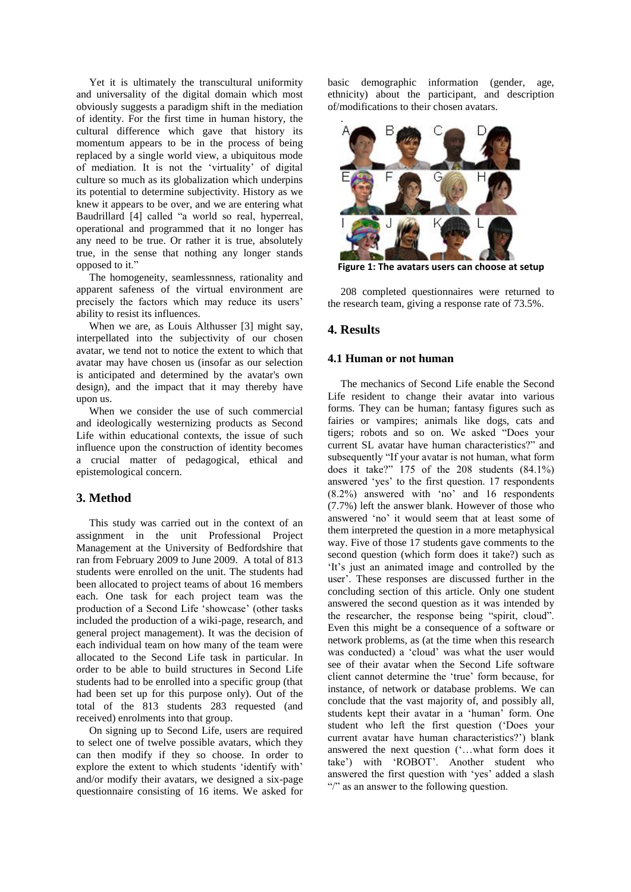Yet it is ultimately the transcultural uniformity and universality of the digital domain which most obviously suggests a paradigm shift in the mediation of identity. For the first time in human history, the cultural difference which gave that history its momentum appears to be in the process of being replaced by a single world view, a ubiquitous mode of mediation. It is not the 'virtuality' of digital culture so much as its globalization which underpins its potential to determine subjectivity. History as we knew it appears to be over, and we are entering what Baudrillard [4] called "a world so real, hyperreal, operational and programmed that it no longer has any need to be true. Or rather it is true, absolutely true, in the sense that nothing any longer stands opposed to it."

The homogeneity, seamlessnness, rationality and apparent safeness of the virtual environment are precisely the factors which may reduce its users' ability to resist its influences.

When we are, as Louis Althusser [3] might say, interpellated into the subjectivity of our chosen avatar, we tend not to notice the extent to which that avatar may have chosen us (insofar as our selection is anticipated and determined by the avatar's own design), and the impact that it may thereby have upon us.

When we consider the use of such commercial and ideologically westernizing products as Second Life within educational contexts, the issue of such influence upon the construction of identity becomes a crucial matter of pedagogical, ethical and epistemological concern.

## 3. Method

This study was carried out in the context of an assignment in the unit Professional Project Management at the University of Bedfordshire that ran from February 2009 to June 2009. A total of 813 students were enrolled on the unit. The students had been allocated to project teams of about 16 members each. One task for each project team was the production of a Second Life 'showcase' (other tasks included the production of a wiki-page, research, and general project management). It was the decision of each individual team on how many of the team were allocated to the Second Life task in particular. In order to be able to build structures in Second Life students had to be enrolled into a specific group (that had been set up for this purpose only). Out of the total of the 813 students 283 requested (and received) enrolments into that group.

On signing up to Second Life, users are required to select one of twelve possible avatars, which they can then modify if they so choose. In order to explore the extent to which students 'identify with' and/or modify their avatars, we designed a six-page questionnaire consisting of 16 items. We asked for basic demographic information (gender, age, ethnicity) about the participant, and description of/modifications to their chosen avatars.

**Figure 1: The avatars users can choose at setup**

208 completed questionnaires were returned to the research team, giving a response rate of 73.5%.

## 4. Results

### 4.1 Human or not human

The mechanics of Second Life enable the Second Life resident to change their avatar into various forms. They can be human; fantasy figures such as fairies or vampires; animals like dogs, cats and tigers; robots and so on. We asked "Does your current SL avatar have human characteristics?" and subsequently "If your avatar is not human, what form does it take?" 175 of the 208 students (84.1%) answered 'yes' to the first question. 17 respondents (8.2%) answered with 'no' and 16 respondents (7.7%) left the answer blank. However of those who answered 'no' it would seem that at least some of them interpreted the question in a more metaphysical way. Five of those 17 students gave comments to the second question (which form does it take?) such as 'It's just an animated image and controlled by the user'. These responses are discussed further in the concluding section of this article. Only one student answered the second question as it was intended by the researcher, the response being "spirit, cloud". Even this might be a consequence of a software or network problems, as (at the time when this research was conducted) a 'cloud' was what the user would see of their avatar when the Second Life software client cannot determine the 'true' form because, for instance, of network or database problems. We can conclude that the vast majority of, and possibly all, students kept their avatar in a 'human' form. One student who left the first question ('Does your current avatar have human characteristics?') blank answered the next question ('…what form does it take') with 'ROBOT'. Another student who answered the first question with 'yes' added a slash "/" as an answer to the following question.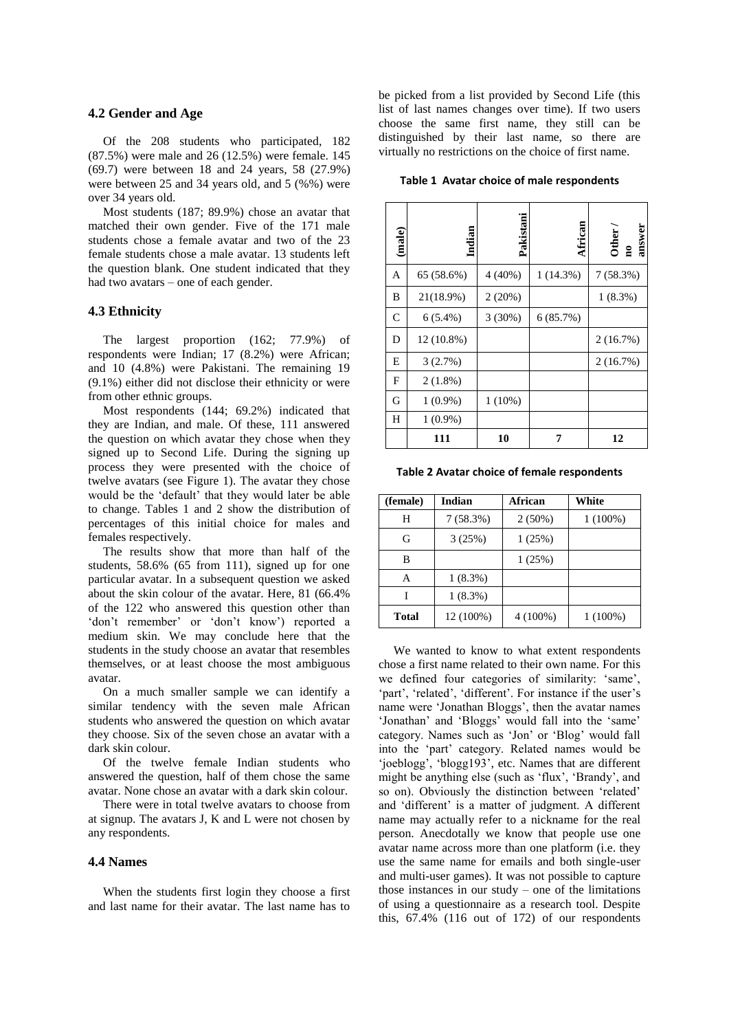### 4.2 Gender and Age

Of the 208 students who participated, 182 (87.5%) were male and 26 (12.5%) were female. 145 (69.7) were between 18 and 24 years, 58 (27.9%) were between 25 and 34 years old, and 5 (%%) were over 34 years old.

Most students (187; 89.9%) chose an avatar that matched their own gender. Five of the 171 male students chose a female avatar and two of the 23 female students chose a male avatar. 13 students left the question blank. One student indicated that they had two avatars – one of each gender.

### 4.3 Ethnicity

The largest proportion (162; 77.9%) of respondents were Indian; 17 (8.2%) were African; and 10 (4.8%) were Pakistani. The remaining 19 (9.1%) either did not disclose their ethnicity or were from other ethnic groups.

Most respondents (144; 69.2%) indicated that they are Indian, and male. Of these, 111 answered the question on which avatar they chose when they signed up to Second Life. During the signing up process they were presented with the choice of twelve avatars (see Figure 1). The avatar they chose would be the 'default' that they would later be able to change. Tables 1 and 2 show the distribution of percentages of this initial choice for males and females respectively.

The results show that more than half of the students, 58.6% (65 from 111), signed up for one particular avatar. In a subsequent question we asked about the skin colour of the avatar. Here, 81 (66.4% of the 122 who answered this question other than 'don't remember' or 'don't know') reported a medium skin. We may conclude here that the students in the study choose an avatar that resembles themselves, or at least choose the most ambiguous avatar.

On a much smaller sample we can identify a similar tendency with the seven male African students who answered the question on which avatar they choose. Six of the seven chose an avatar with a dark skin colour.

Of the twelve female Indian students who answered the question, half of them chose the same avatar. None chose an avatar with a dark skin colour.

There were in total twelve avatars to choose from at signup. The avatars J, K and L were not chosen by any respondents.

### 4.4 Names

When the students first login they choose a first and last name for their avatar. The last name has to be picked from a list provided by Second Life (this list of last names changes over time). If two users choose the same first name, they still can be distinguished by their last name, so there are virtually no restrictions on the choice of first name.

**Table 1 Avatar choice of male respondents**

| (male) | Indian | Pakistani | African | Other / no answer |
|---|---|---|---|---|
| A | 65 (58.6%) | 4 (40%) | 1 (14.3%) | 7 (58.3%) |
| B | 21(18.9%) | 2 (20%) | | 1 (8.3%) |
| C | 6 (5.4%) | 3 (30%) | 6 (85.7%) | |
| D | 12 (10.8%) | | | 2 (16.7%) |
| E | 3 (2.7%) | | | 2 (16.7%) |
| F | 2 (1.8%) | | | |
| G | 1 (0.9%) | 1 (10%) | | |
| H | 1 (0.9%) | | | |
| | **111** | **10** | **7** | **12** |

**Table 2 Avatar choice of female respondents**

| (female) | Indian | African | White |
|---|---|---|---|
| H | 7 (58.3%) | 2 (50%) | 1 (100%) |
| G | 3 (25%) | 1 (25%) | |
| B | | 1 (25%) | |
| A | 1 (8.3%) | | |
| I | 1 (8.3%) | | |
| **Total** | 12 (100%) | 4 (100%) | 1 (100%) |

We wanted to know to what extent respondents chose a first name related to their own name. For this we defined four categories of similarity: 'same', 'part', 'related', 'different'. For instance if the user's name were 'Jonathan Bloggs', then the avatar names 'Jonathan' and 'Bloggs' would fall into the 'same' category. Names such as 'Jon' or 'Blog' would fall into the 'part' category. Related names would be 'joeblogg', 'blogg193', etc. Names that are different might be anything else (such as 'flux', 'Brandy', and so on). Obviously the distinction between 'related' and 'different' is a matter of judgment. A different name may actually refer to a nickname for the real person. Anecdotally we know that people use one avatar name across more than one platform (i.e. they use the same name for emails and both single-user and multi-user games). It was not possible to capture those instances in our study – one of the limitations of using a questionnaire as a research tool. Despite this, 67.4% (116 out of 172) of our respondents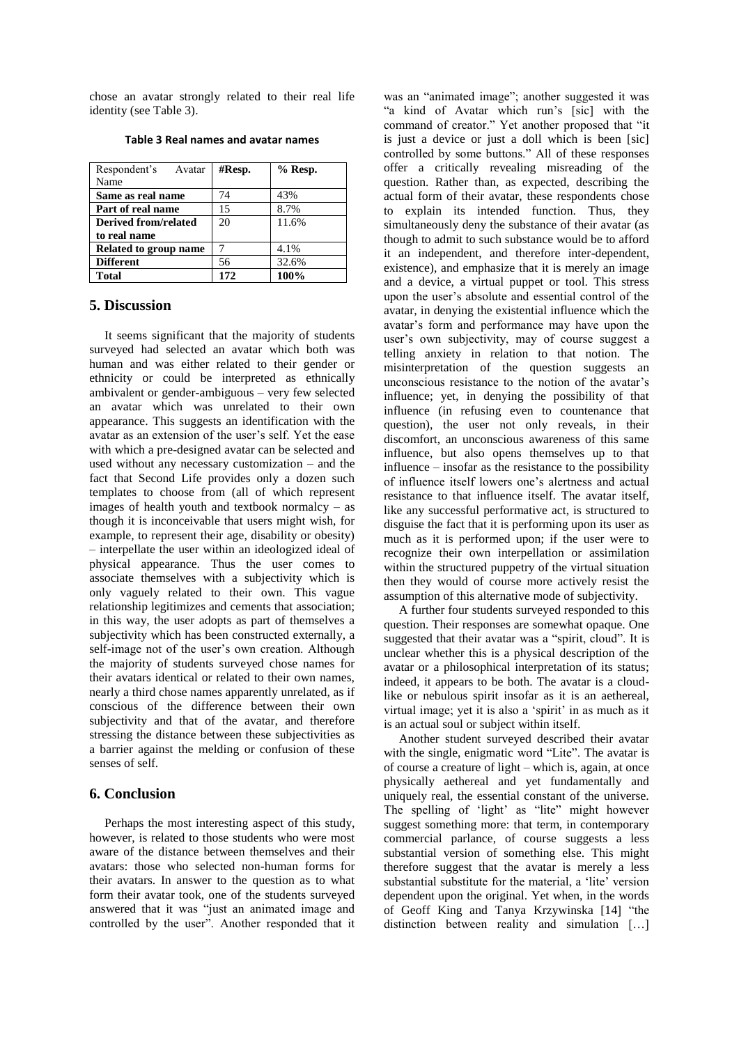chose an avatar strongly related to their real life identity (see Table 3).

**Table 3 Real names and avatar names**

| Respondent's Avatar Name | #Resp. | % Resp. |
|---|---|---|
| **Same as real name** | 74 | 43% |
| **Part of real name** | 15 | 8.7% |
| **Derived from/related to real name** | 20 | 11.6% |
| **Related to group name** | 7 | 4.1% |
| **Different** | 56 | 32.6% |
| **Total** | **172** | **100%** |

## 5. Discussion

It seems significant that the majority of students surveyed had selected an avatar which both was human and was either related to their gender or ethnicity or could be interpreted as ethnically ambivalent or gender-ambiguous – very few selected an avatar which was unrelated to their own appearance. This suggests an identification with the avatar as an extension of the user's self. Yet the ease with which a pre-designed avatar can be selected and used without any necessary customization – and the fact that Second Life provides only a dozen such templates to choose from (all of which represent images of health youth and textbook normalcy – as though it is inconceivable that users might wish, for example, to represent their age, disability or obesity) – interpellate the user within an ideologized ideal of physical appearance. Thus the user comes to associate themselves with a subjectivity which is only vaguely related to their own. This vague relationship legitimizes and cements that association; in this way, the user adopts as part of themselves a subjectivity which has been constructed externally, a self-image not of the user's own creation. Although the majority of students surveyed chose names for their avatars identical or related to their own names, nearly a third chose names apparently unrelated, as if conscious of the difference between their own subjectivity and that of the avatar, and therefore stressing the distance between these subjectivities as a barrier against the melding or confusion of these senses of self.

## 6. Conclusion

Perhaps the most interesting aspect of this study, however, is related to those students who were most aware of the distance between themselves and their avatars: those who selected non-human forms for their avatars. In answer to the question as to what form their avatar took, one of the students surveyed answered that it was "just an animated image and controlled by the user". Another responded that it was an "animated image"; another suggested it was "a kind of Avatar which run's [sic] with the command of creator." Yet another proposed that "it is just a device or just a doll which is been [sic] controlled by some buttons." All of these responses offer a critically revealing misreading of the question. Rather than, as expected, describing the actual form of their avatar, these respondents chose to explain its intended function. Thus, they simultaneously deny the substance of their avatar (as though to admit to such substance would be to afford it an independent, and therefore inter-dependent, existence), and emphasize that it is merely an image and a device, a virtual puppet or tool. This stress upon the user's absolute and essential control of the avatar, in denying the existential influence which the avatar's form and performance may have upon the user's own subjectivity, may of course suggest a telling anxiety in relation to that notion. The misinterpretation of the question suggests an unconscious resistance to the notion of the avatar's influence; yet, in denying the possibility of that influence (in refusing even to countenance that question), the user not only reveals, in their discomfort, an unconscious awareness of this same influence, but also opens themselves up to that influence – insofar as the resistance to the possibility of influence itself lowers one's alertness and actual resistance to that influence itself. The avatar itself, like any successful performative act, is structured to disguise the fact that it is performing upon its user as much as it is performed upon; if the user were to recognize their own interpellation or assimilation within the structured puppetry of the virtual situation then they would of course more actively resist the assumption of this alternative mode of subjectivity.

A further four students surveyed responded to this question. Their responses are somewhat opaque. One suggested that their avatar was a "spirit, cloud". It is unclear whether this is a physical description of the avatar or a philosophical interpretation of its status; indeed, it appears to be both. The avatar is a cloud-like or nebulous spirit insofar as it is an aethereal, virtual image; yet it is also a 'spirit' in as much as it is an actual soul or subject within itself.

Another student surveyed described their avatar with the single, enigmatic word "Lite". The avatar is of course a creature of light – which is, again, at once physically aethereal and yet fundamentally and uniquely real, the essential constant of the universe. The spelling of 'light' as "lite" might however suggest something more: that term, in contemporary commercial parlance, of course suggests a less substantial version of something else. This might therefore suggest that the avatar is merely a less substantial substitute for the material, a 'lite' version dependent upon the original. Yet when, in the words of Geoff King and Tanya Krzywinska [14] "the distinction between reality and simulation […]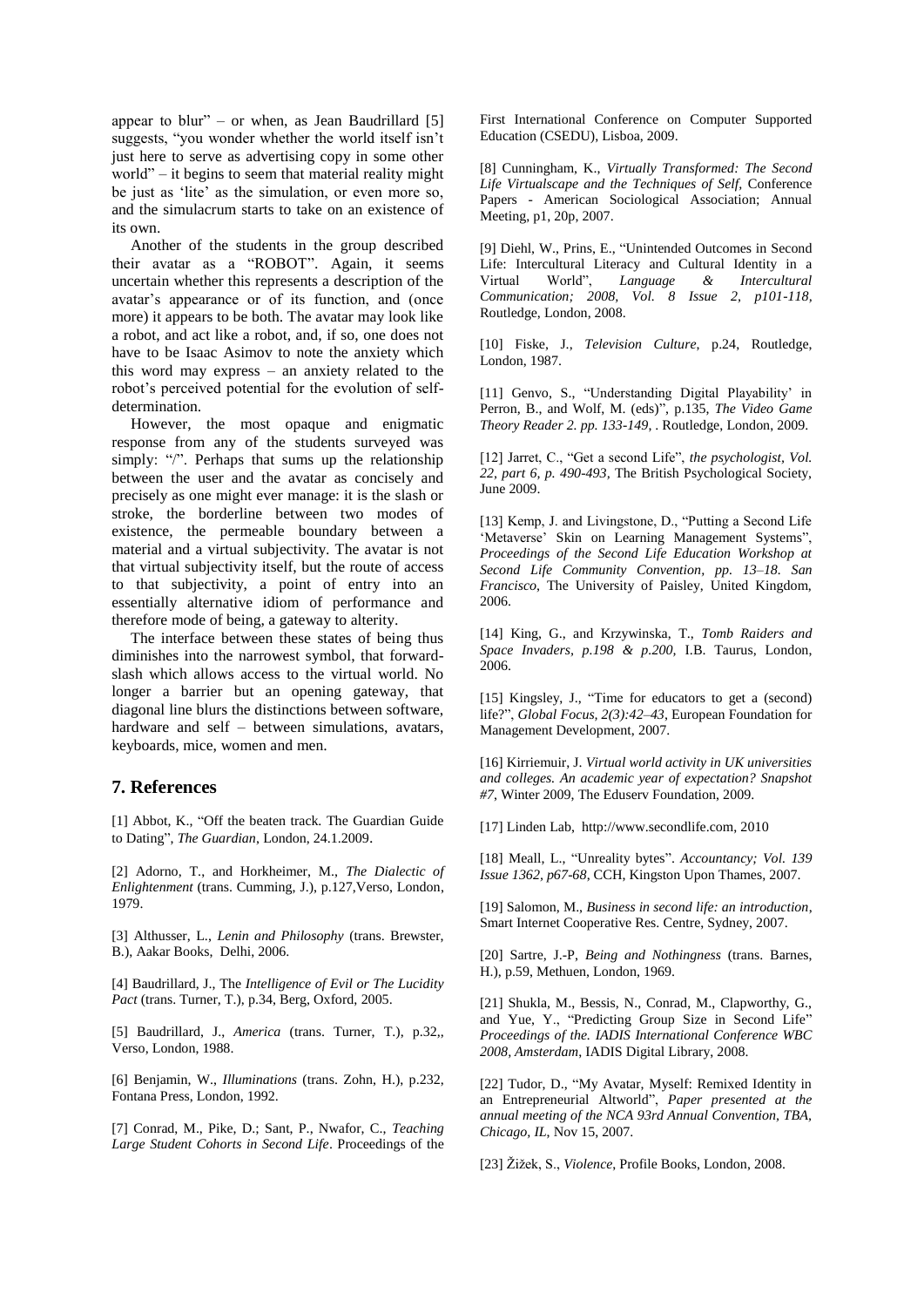appear to blur" – or when, as Jean Baudrillard [5] suggests, "you wonder whether the world itself isn't just here to serve as advertising copy in some other world" – it begins to seem that material reality might be just as 'lite' as the simulation, or even more so, and the simulacrum starts to take on an existence of its own.

Another of the students in the group described their avatar as a "ROBOT". Again, it seems uncertain whether this represents a description of the avatar's appearance or of its function, and (once more) it appears to be both. The avatar may look like a robot, and act like a robot, and, if so, one does not have to be Isaac Asimov to note the anxiety which this word may express – an anxiety related to the robot's perceived potential for the evolution of self-determination.

However, the most opaque and enigmatic response from any of the students surveyed was simply: "/". Perhaps that sums up the relationship between the user and the avatar as concisely and precisely as one might ever manage: it is the slash or stroke, the borderline between two modes of existence, the permeable boundary between a material and a virtual subjectivity. The avatar is not that virtual subjectivity itself, but the route of access to that subjectivity, a point of entry into an essentially alternative idiom of performance and therefore mode of being, a gateway to alterity.

The interface between these states of being thus diminishes into the narrowest symbol, that forward-slash which allows access to the virtual world. No longer a barrier but an opening gateway, that diagonal line blurs the distinctions between software, hardware and self – between simulations, avatars, keyboards, mice, women and men.

## 7. References

[1] Abbot, K., "Off the beaten track. The Guardian Guide to Dating", *The Guardian*, London, 24.1.2009.

[2] Adorno, T., and Horkheimer, M., *The Dialectic of Enlightenment* (trans. Cumming, J.), p.127,Verso, London, 1979.

[3] Althusser, L., *Lenin and Philosophy* (trans. Brewster, B.), Aakar Books, Delhi, 2006.

[4] Baudrillard, J., The *Intelligence of Evil or The Lucidity Pact* (trans. Turner, T.), p.34, Berg, Oxford, 2005.

[5] Baudrillard, J., *America* (trans. Turner, T.), p.32,, Verso, London, 1988.

[6] Benjamin, W., *Illuminations* (trans. Zohn, H.), p.232, Fontana Press, London, 1992.

[7] Conrad, M., Pike, D.; Sant, P., Nwafor, C., *Teaching Large Student Cohorts in Second Life*. Proceedings of the First International Conference on Computer Supported Education (CSEDU), Lisboa, 2009.

[8] Cunningham, K., *Virtually Transformed: The Second Life Virtualscape and the Techniques of Self*, Conference Papers - American Sociological Association; Annual Meeting, p1, 20p, 2007.

[9] Diehl, W., Prins, E., "Unintended Outcomes in Second Life: Intercultural Literacy and Cultural Identity in a Virtual World", *Language & Intercultural Communication; 2008, Vol. 8 Issue 2, p101-118*, Routledge, London, 2008.

[10] Fiske, J., *Television Culture*, p.24, Routledge, London, 1987.

[11] Genvo, S., "Understanding Digital Playability' in Perron, B., and Wolf, M. (eds)", p.135, *The Video Game Theory Reader 2. pp. 133-149*, . Routledge, London, 2009.

[12] Jarret, C., "Get a second Life", *the psychologist, Vol. 22, part 6, p. 490-493*, The British Psychological Society, June 2009.

[13] Kemp, J. and Livingstone, D., "Putting a Second Life 'Metaverse' Skin on Learning Management Systems", *Proceedings of the Second Life Education Workshop at Second Life Community Convention, pp. 13–18. San Francisco*, The University of Paisley, United Kingdom, 2006.

[14] King, G., and Krzywinska, T., *Tomb Raiders and Space Invaders, p.198 & p.200*, I.B. Taurus, London, 2006.

[15] Kingsley, J., "Time for educators to get a (second) life?", *Global Focus, 2(3):42–43*, European Foundation for Management Development, 2007.

[16] Kirriemuir, J. *Virtual world activity in UK universities and colleges. An academic year of expectation? Snapshot #7*, Winter 2009, The Eduserv Foundation, 2009.

[17] Linden Lab, http://www.secondlife.com, 2010

[18] Meall, L., "Unreality bytes". *Accountancy; Vol. 139 Issue 1362, p67-68*, CCH, Kingston Upon Thames, 2007.

[19] Salomon, M., *Business in second life: an introduction*, Smart Internet Cooperative Res. Centre, Sydney, 2007.

[20] Sartre, J.-P, *Being and Nothingness* (trans. Barnes, H.), p.59, Methuen, London, 1969.

[21] Shukla, M., Bessis, N., Conrad, M., Clapworthy, G., and Yue, Y., "Predicting Group Size in Second Life" *Proceedings of the. IADIS International Conference WBC 2008, Amsterdam*, IADIS Digital Library, 2008.

[22] Tudor, D., "My Avatar, Myself: Remixed Identity in an Entrepreneurial Altworld", *Paper presented at the annual meeting of the NCA 93rd Annual Convention, TBA, Chicago, IL*, Nov 15, 2007.

[23] Žižek, S., *Violence*, Profile Books, London, 2008.